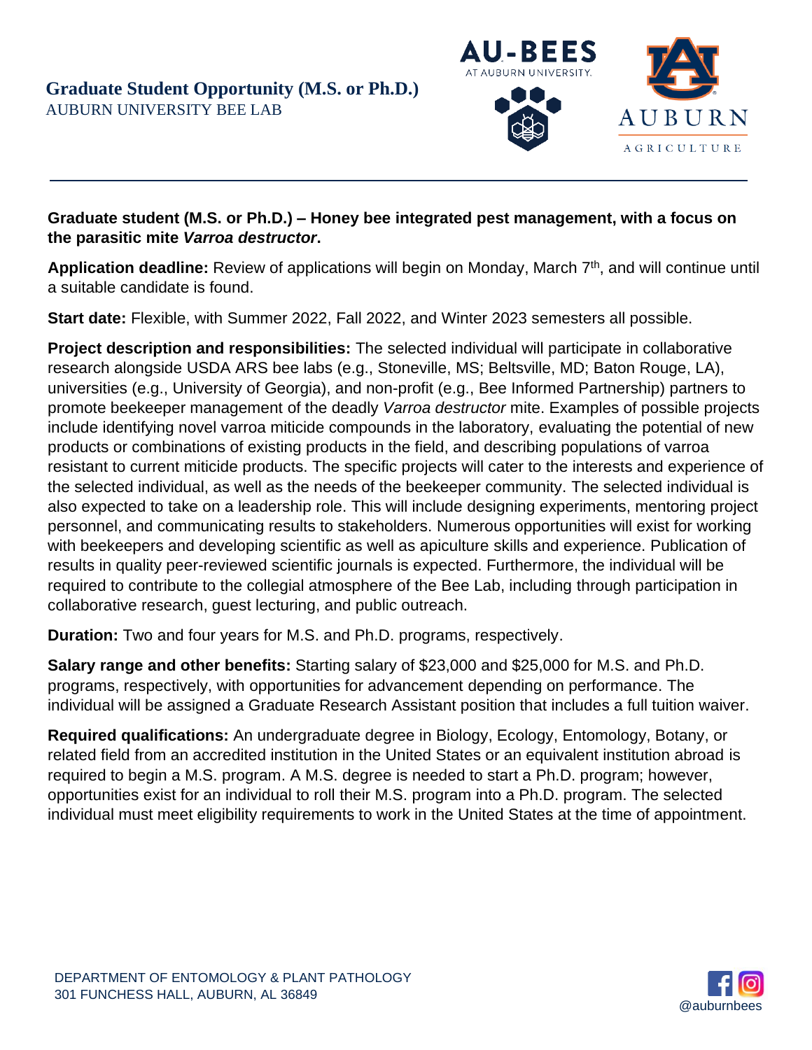# Graduate Student Opportunity (M.S. or Ph.D.)

AUBURN UNIVERSITY BEE LAB

AU-BEES AT AUBURN UNIVERSITY

AUBURN AGRICULTURE

---

**Graduate student (M.S. or Ph.D.) – Honey bee integrated pest management, with a focus on the parasitic mite *Varroa destructor*.**

**Application deadline:** Review of applications will begin on Monday, March 7th, and will continue until a suitable candidate is found.

**Start date:** Flexible, with Summer 2022, Fall 2022, and Winter 2023 semesters all possible.

**Project description and responsibilities:** The selected individual will participate in collaborative research alongside USDA ARS bee labs (e.g., Stoneville, MS; Beltsville, MD; Baton Rouge, LA), universities (e.g., University of Georgia), and non-profit (e.g., Bee Informed Partnership) partners to promote beekeeper management of the deadly *Varroa destructor* mite. Examples of possible projects include identifying novel varroa miticide compounds in the laboratory, evaluating the potential of new products or combinations of existing products in the field, and describing populations of varroa resistant to current miticide products. The specific projects will cater to the interests and experience of the selected individual, as well as the needs of the beekeeper community. The selected individual is also expected to take on a leadership role. This will include designing experiments, mentoring project personnel, and communicating results to stakeholders. Numerous opportunities will exist for working with beekeepers and developing scientific as well as apiculture skills and experience. Publication of results in quality peer-reviewed scientific journals is expected. Furthermore, the individual will be required to contribute to the collegial atmosphere of the Bee Lab, including through participation in collaborative research, guest lecturing, and public outreach.

**Duration:** Two and four years for M.S. and Ph.D. programs, respectively.

**Salary range and other benefits:** Starting salary of $23,000 and $25,000 for M.S. and Ph.D. programs, respectively, with opportunities for advancement depending on performance. The individual will be assigned a Graduate Research Assistant position that includes a full tuition waiver.

**Required qualifications:** An undergraduate degree in Biology, Ecology, Entomology, Botany, or related field from an accredited institution in the United States or an equivalent institution abroad is required to begin a M.S. program. A M.S. degree is needed to start a Ph.D. program; however, opportunities exist for an individual to roll their M.S. program into a Ph.D. program. The selected individual must meet eligibility requirements to work in the United States at the time of appointment.

DEPARTMENT OF ENTOMOLOGY & PLANT PATHOLOGY
301 FUNCHESS HALL, AUBURN, AL 36849

@auburnbees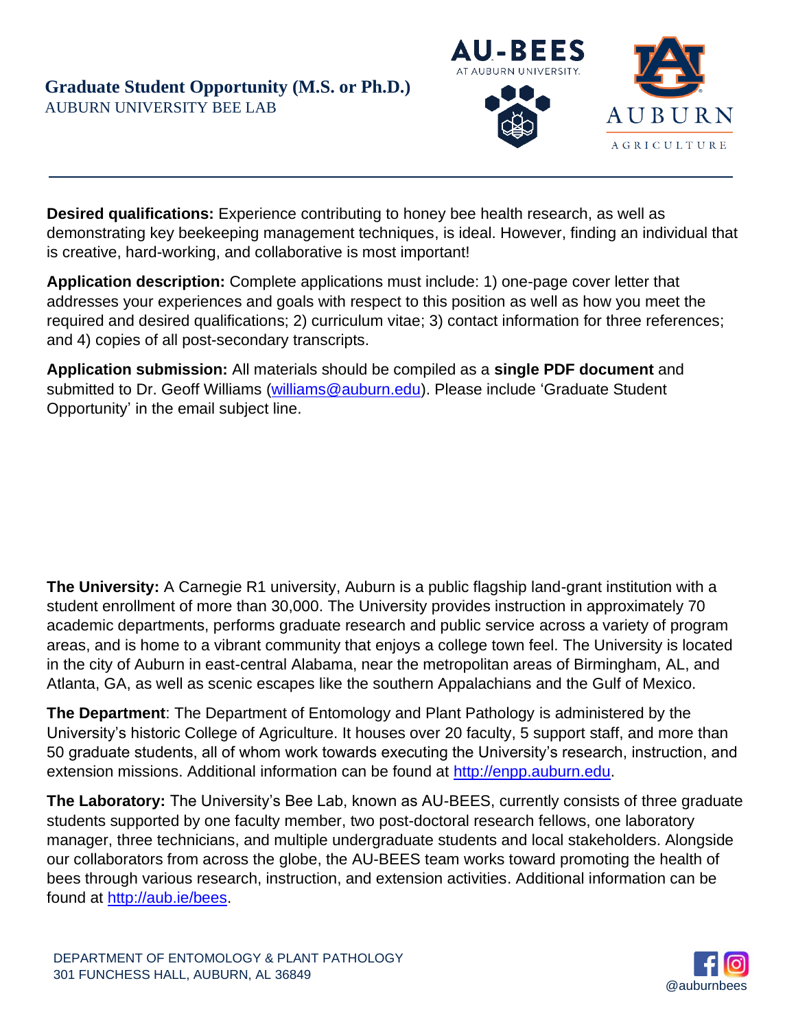## Graduate Student Opportunity (M.S. or Ph.D.)

AUBURN UNIVERSITY BEE LAB

**Desired qualifications:** Experience contributing to honey bee health research, as well as demonstrating key beekeeping management techniques, is ideal. However, finding an individual that is creative, hard-working, and collaborative is most important!

**Application description:** Complete applications must include: 1) one-page cover letter that addresses your experiences and goals with respect to this position as well as how you meet the required and desired qualifications; 2) curriculum vitae; 3) contact information for three references; and 4) copies of all post-secondary transcripts.

**Application submission:** All materials should be compiled as a **single PDF document** and submitted to Dr. Geoff Williams (williams@auburn.edu). Please include 'Graduate Student Opportunity' in the email subject line.

**The University:** A Carnegie R1 university, Auburn is a public flagship land-grant institution with a student enrollment of more than 30,000. The University provides instruction in approximately 70 academic departments, performs graduate research and public service across a variety of program areas, and is home to a vibrant community that enjoys a college town feel. The University is located in the city of Auburn in east-central Alabama, near the metropolitan areas of Birmingham, AL, and Atlanta, GA, as well as scenic escapes like the southern Appalachians and the Gulf of Mexico.

**The Department**: The Department of Entomology and Plant Pathology is administered by the University's historic College of Agriculture. It houses over 20 faculty, 5 support staff, and more than 50 graduate students, all of whom work towards executing the University's research, instruction, and extension missions. Additional information can be found at http://enpp.auburn.edu.

**The Laboratory:** The University's Bee Lab, known as AU-BEES, currently consists of three graduate students supported by one faculty member, two post-doctoral research fellows, one laboratory manager, three technicians, and multiple undergraduate students and local stakeholders. Alongside our collaborators from across the globe, the AU-BEES team works toward promoting the health of bees through various research, instruction, and extension activities. Additional information can be found at http://aub.ie/bees.

DEPARTMENT OF ENTOMOLOGY & PLANT PATHOLOGY
301 FUNCHESS HALL, AUBURN, AL 36849

@auburnbees